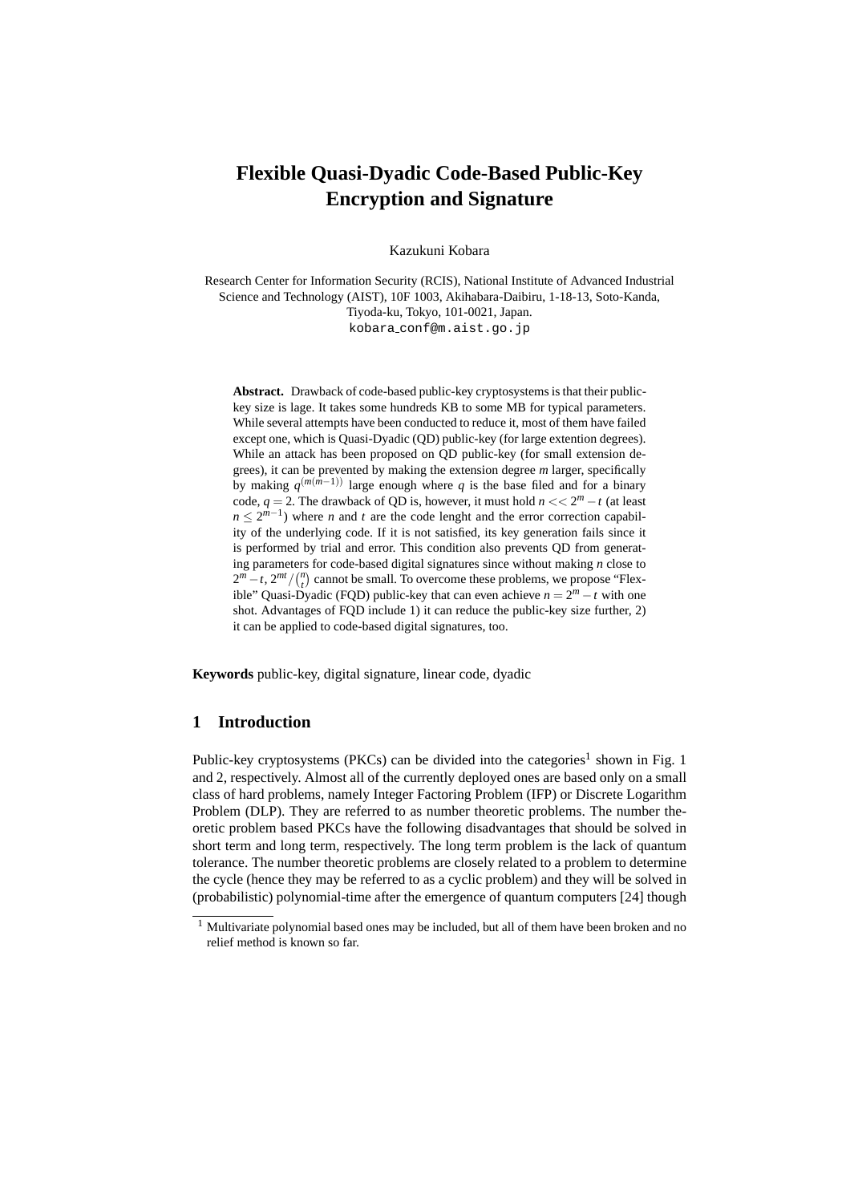# Flexible Quasi-Dyadic Code-Based Public-Key Encryption and Signature

Kazukuni Kobara

Research Center for Information Security (RCIS), National Institute of Advanced Industrial Science and Technology (AIST), 10F 1003, Akihabara-Daibiru, 1-18-13, Soto-Kanda, Tiyoda-ku, Tokyo, 101-0021, Japan.
kobara_conf@m.aist.go.jp

**Abstract.** Drawback of code-based public-key cryptosystems is that their public-key size is lage. It takes some hundreds KB to some MB for typical parameters. While several attempts have been conducted to reduce it, most of them have failed except one, which is Quasi-Dyadic (QD) public-key (for large extention degrees). While an attack has been proposed on QD public-key (for small extension degrees), it can be prevented by making the extension degree $m$ larger, specifically by making $q^{(m(m-1))}$ large enough where $q$ is the base filed and for a binary code, $q = 2$. The drawback of QD is, however, it must hold $n << 2^m - t$ (at least $n \leq 2^{m-1}$) where $n$ and $t$ are the code lenght and the error correction capability of the underlying code. If it is not satisfied, its key generation fails since it is performed by trial and error. This condition also prevents QD from generating parameters for code-based digital signatures since without making $n$ close to $2^m - t$, $2^{mt}/\binom{n}{t}$ cannot be small. To overcome these problems, we propose "Flexible" Quasi-Dyadic (FQD) public-key that can even achieve $n = 2^m - t$ with one shot. Advantages of FQD include 1) it can reduce the public-key size further, 2) it can be applied to code-based digital signatures, too.

**Keywords** public-key, digital signature, linear code, dyadic

## 1 Introduction

Public-key cryptosystems (PKCs) can be divided into the categories[1] shown in Fig. 1 and 2, respectively. Almost all of the currently deployed ones are based only on a small class of hard problems, namely Integer Factoring Problem (IFP) or Discrete Logarithm Problem (DLP). They are referred to as number theoretic problems. The number theoretic problem based PKCs have the following disadvantages that should be solved in short term and long term, respectively. The long term problem is the lack of quantum tolerance. The number theoretic problems are closely related to a problem to determine the cycle (hence they may be referred to as a cyclic problem) and they will be solved in (probabilistic) polynomial-time after the emergence of quantum computers [24] though

[1] Multivariate polynomial based ones may be included, but all of them have been broken and no relief method is known so far.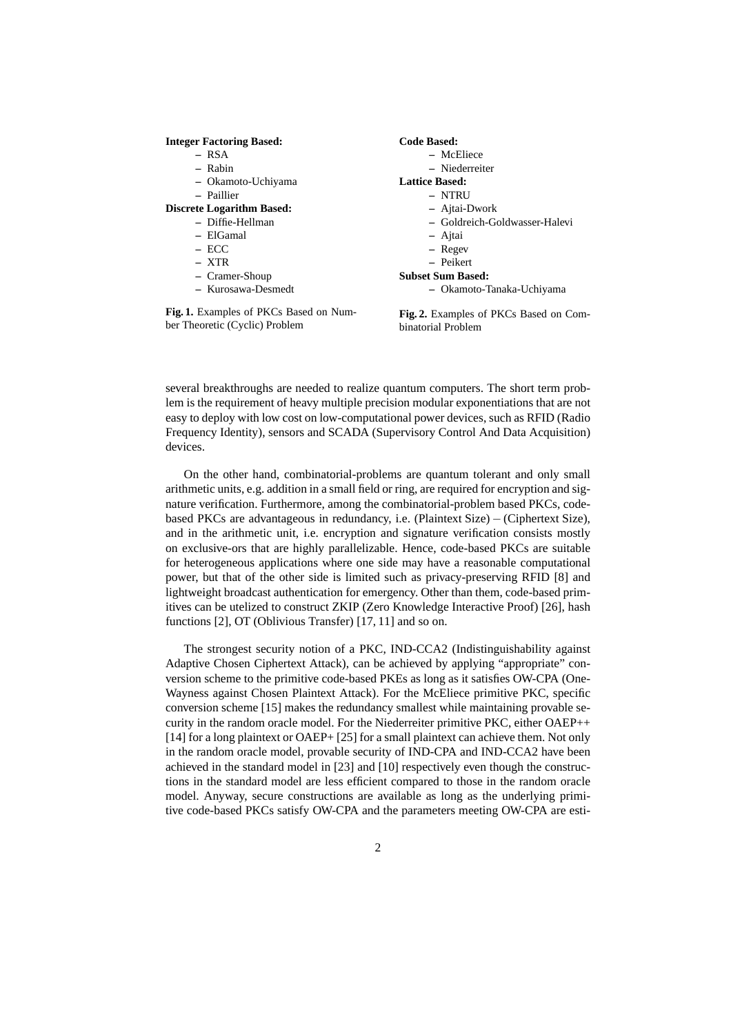**Integer Factoring Based:**
- RSA
- Rabin
- Okamoto-Uchiyama
- Paillier

**Discrete Logarithm Based:**
- Diffie-Hellman
- ElGamal
- ECC
- XTR
- Cramer-Shoup
- Kurosawa-Desmedt

**Fig. 1.** Examples of PKCs Based on Number Theoretic (Cyclic) Problem

**Code Based:**
- McEliece
- Niederreiter

**Lattice Based:**
- NTRU
- Ajtai-Dwork
- Goldreich-Goldwasser-Halevi
- Ajtai
- Regev
- Peikert

**Subset Sum Based:**
- Okamoto-Tanaka-Uchiyama

**Fig. 2.** Examples of PKCs Based on Combinatorial Problem

several breakthroughs are needed to realize quantum computers. The short term problem is the requirement of heavy multiple precision modular exponentiations that are not easy to deploy with low cost on low-computational power devices, such as RFID (Radio Frequency Identity), sensors and SCADA (Supervisory Control And Data Acquisition) devices.

On the other hand, combinatorial-problems are quantum tolerant and only small arithmetic units, e.g. addition in a small field or ring, are required for encryption and signature verification. Furthermore, among the combinatorial-problem based PKCs, code-based PKCs are advantageous in redundancy, i.e. (Plaintext Size) – (Ciphertext Size), and in the arithmetic unit, i.e. encryption and signature verification consists mostly on exclusive-ors that are highly parallelizable. Hence, code-based PKCs are suitable for heterogeneous applications where one side may have a reasonable computational power, but that of the other side is limited such as privacy-preserving RFID [8] and lightweight broadcast authentication for emergency. Other than them, code-based primitives can be utelized to construct ZKIP (Zero Knowledge Interactive Proof) [26], hash functions [2], OT (Oblivious Transfer) [17, 11] and so on.

The strongest security notion of a PKC, IND-CCA2 (Indistinguishability against Adaptive Chosen Ciphertext Attack), can be achieved by applying "appropriate" conversion scheme to the primitive code-based PKEs as long as it satisfies OW-CPA (One-Wayness against Chosen Plaintext Attack). For the McEliece primitive PKC, specific conversion scheme [15] makes the redundancy smallest while maintaining provable security in the random oracle model. For the Niederreiter primitive PKC, either OAEP++ [14] for a long plaintext or OAEP+ [25] for a small plaintext can achieve them. Not only in the random oracle model, provable security of IND-CPA and IND-CCA2 have been achieved in the standard model in [23] and [10] respectively even though the constructions in the standard model are less efficient compared to those in the random oracle model. Anyway, secure constructions are available as long as the underlying primitive code-based PKCs satisfy OW-CPA and the parameters meeting OW-CPA are esti-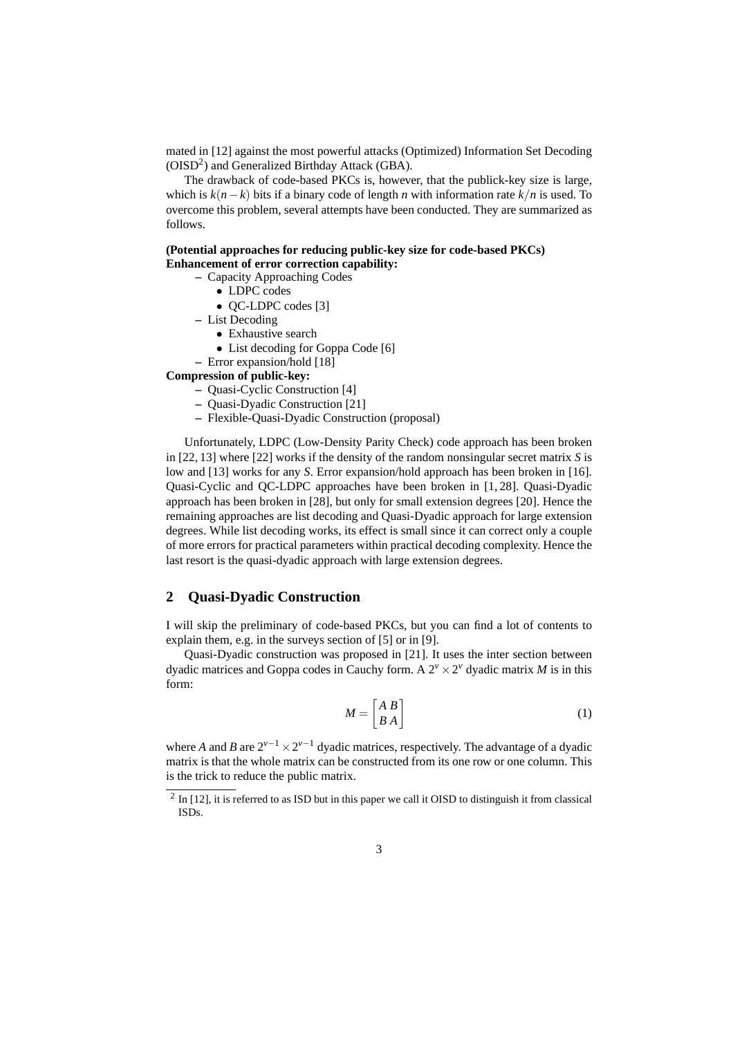mated in [12] against the most powerful attacks (Optimized) Information Set Decoding (OISD[2]) and Generalized Birthday Attack (GBA).

The drawback of code-based PKCs is, however, that the publick-key size is large, which is $k(n-k)$ bits if a binary code of length $n$ with information rate $k/n$ is used. To overcome this problem, several attempts have been conducted. They are summarized as follows.

**(Potential approaches for reducing public-key size for code-based PKCs)**
**Enhancement of error correction capability:**

- Capacity Approaching Codes
  - LDPC codes
  - QC-LDPC codes [3]
- List Decoding
  - Exhaustive search
  - List decoding for Goppa Code [6]
- Error expansion/hold [18]

**Compression of public-key:**

- Quasi-Cyclic Construction [4]
- Quasi-Dyadic Construction [21]
- Flexible-Quasi-Dyadic Construction (proposal)

Unfortunately, LDPC (Low-Density Parity Check) code approach has been broken in [22, 13] where [22] works if the density of the random nonsingular secret matrix $S$ is low and [13] works for any $S$. Error expansion/hold approach has been broken in [16]. Quasi-Cyclic and QC-LDPC approaches have been broken in [1, 28]. Quasi-Dyadic approach has been broken in [28], but only for small extension degrees [20]. Hence the remaining approaches are list decoding and Quasi-Dyadic approach for large extension degrees. While list decoding works, its effect is small since it can correct only a couple of more errors for practical parameters within practical decoding complexity. Hence the last resort is the quasi-dyadic approach with large extension degrees.

## 2 Quasi-Dyadic Construction

I will skip the preliminary of code-based PKCs, but you can find a lot of contents to explain them, e.g. in the surveys section of [5] or in [9].

Quasi-Dyadic construction was proposed in [21]. It uses the inter section between dyadic matrices and Goppa codes in Cauchy form. A $2^v \times 2^v$ dyadic matrix $M$ is in this form:

$$M = \begin{bmatrix} A & B \\ B & A \end{bmatrix} \tag{1}$$

where $A$ and $B$ are $2^{v-1} \times 2^{v-1}$ dyadic matrices, respectively. The advantage of a dyadic matrix is that the whole matrix can be constructed from its one row or one column. This is the trick to reduce the public matrix.

[2] In [12], it is referred to as ISD but in this paper we call it OISD to distinguish it from classical ISDs.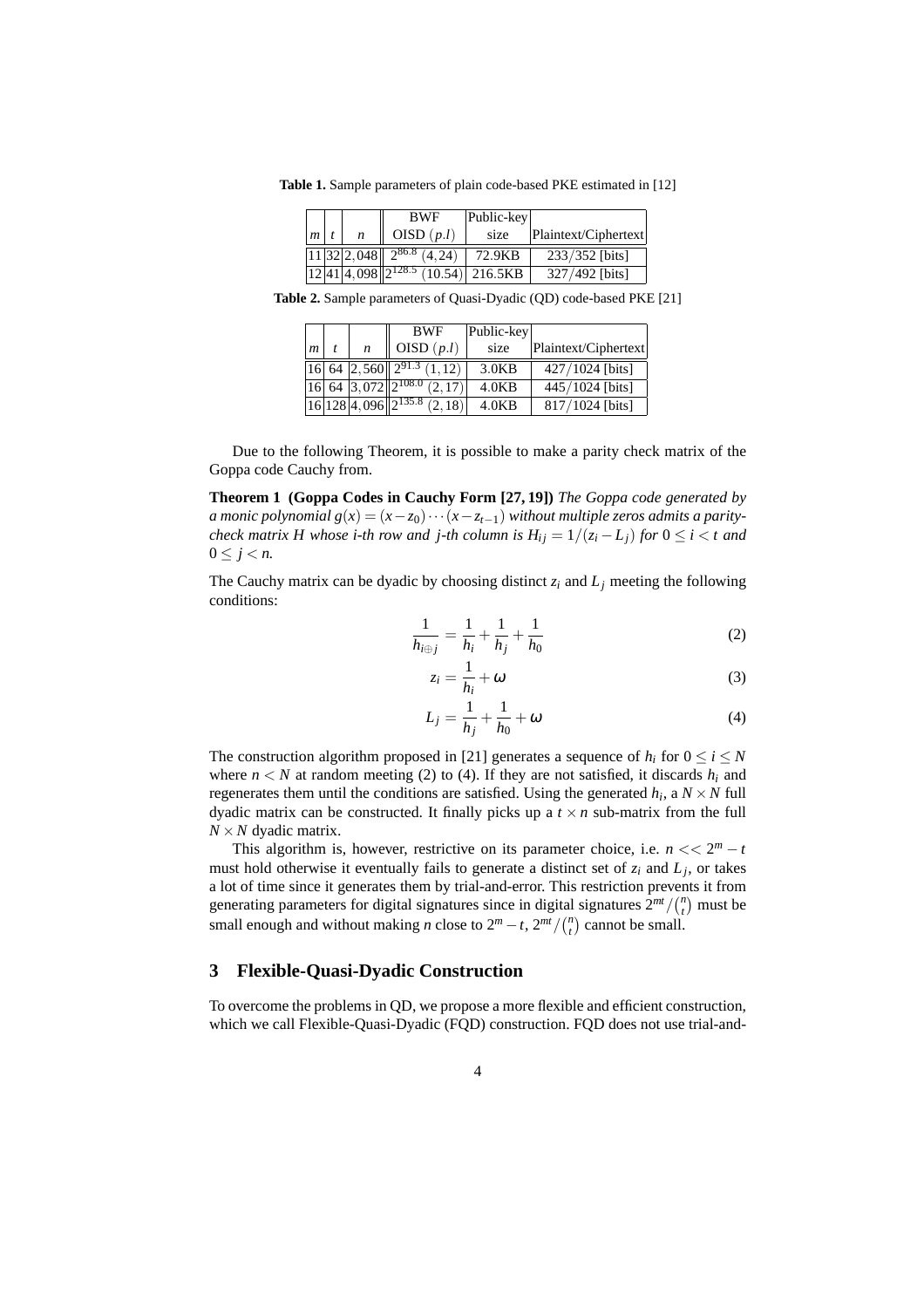**Table 1.** Sample parameters of plain code-based PKE estimated in [12]

| $m$ | $t$ | $n$ | BWF OISD $(p.l)$ | Public-key size | Plaintext/Ciphertext |
|---|---|---|---|---|---|
| 11 | 32 | 2,048 | $2^{86.8}$ (4,24) | 72.9KB | 233/352 [bits] |
| 12 | 41 | 4,098 | $2^{128.5}$ (10.54) | 216.5KB | 327/492 [bits] |

**Table 2.** Sample parameters of Quasi-Dyadic (QD) code-based PKE [21]

| $m$ | $t$ | $n$ | BWF OISD $(p.l)$ | Public-key size | Plaintext/Ciphertext |
|---|---|---|---|---|---|
| 16 | 64 | 2,560 | $2^{91.3}$ (1,12) | 3.0KB | 427/1024 [bits] |
| 16 | 64 | 3,072 | $2^{108.0}$ (2,17) | 4.0KB | 445/1024 [bits] |
| 16 | 128 | 4,096 | $2^{135.8}$ (2,18) | 4.0KB | 817/1024 [bits] |

Due to the following Theorem, it is possible to make a parity check matrix of the Goppa code Cauchy from.

**Theorem 1 (Goppa Codes in Cauchy Form [27, 19])** *The Goppa code generated by a monic polynomial $g(x) = (x - z_0) \cdots (x - z_{t-1})$ without multiple zeros admits a parity-check matrix $H$ whose i-th row and j-th column is $H_{ij} = 1/(z_i - L_j)$ for $0 \le i < t$ and $0 \le j < n$.*

The Cauchy matrix can be dyadic by choosing distinct $z_i$ and $L_j$ meeting the following conditions:

$$\frac{1}{h_{i \oplus j}} = \frac{1}{h_i} + \frac{1}{h_j} + \frac{1}{h_0} \tag{2}$$

$$z_i = \frac{1}{h_i} + \omega \tag{3}$$

$$L_j = \frac{1}{h_j} + \frac{1}{h_0} + \omega \tag{4}$$

The construction algorithm proposed in [21] generates a sequence of $h_i$ for $0 \le i \le N$ where $n < N$ at random meeting (2) to (4). If they are not satisfied, it discards $h_i$ and regenerates them until the conditions are satisfied. Using the generated $h_i$, a $N \times N$ full dyadic matrix can be constructed. It finally picks up a $t \times n$ sub-matrix from the full $N \times N$ dyadic matrix.

This algorithm is, however, restrictive on its parameter choice, i.e. $n << 2^m - t$ must hold otherwise it eventually fails to generate a distinct set of $z_i$ and $L_j$, or takes a lot of time since it generates them by trial-and-error. This restriction prevents it from generating parameters for digital signatures since in digital signatures $2^{mt}/\binom{n}{t}$ must be small enough and without making $n$ close to $2^m - t$, $2^{mt}/\binom{n}{t}$ cannot be small.

## 3 Flexible-Quasi-Dyadic Construction

To overcome the problems in QD, we propose a more flexible and efficient construction, which we call Flexible-Quasi-Dyadic (FQD) construction. FQD does not use trial-and-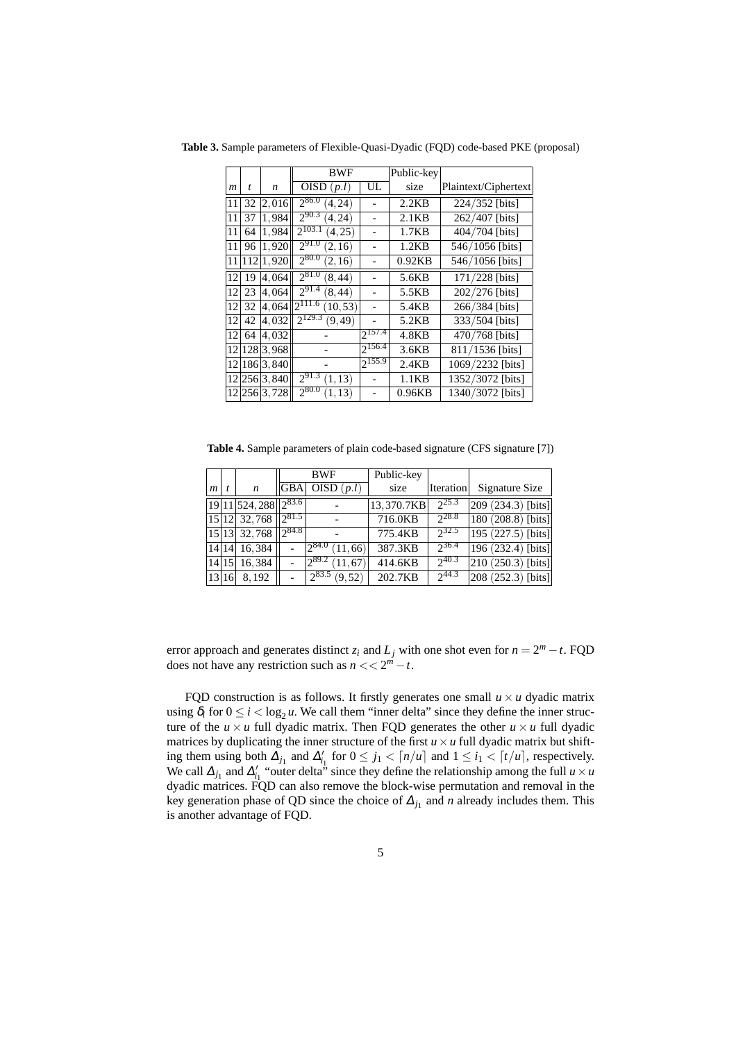**Table 3.** Sample parameters of Flexible-Quasi-Dyadic (FQD) code-based PKE (proposal)

| | | | BWF | | Public-key | |
|---|---|---|---|---|---|---|
| $m$ | $t$ | $n$ | OISD $(p.l)$ | UL | size | Plaintext/Ciphertext |
| 11 | 32 | $2,016$ | $2^{86.0}$ $(4,24)$ | - | 2.2KB | $224/352$ [bits] |
| 11 | 37 | $1,984$ | $2^{90.3}$ $(4,24)$ | - | 2.1KB | $262/407$ [bits] |
| 11 | 64 | $1,984$ | $2^{103.1}$ $(4,25)$ | - | 1.7KB | $404/704$ [bits] |
| 11 | 96 | $1,920$ | $2^{91.0}$ $(2,16)$ | - | 1.2KB | $546/1056$ [bits] |
| 11 | 112 | $1,920$ | $2^{80.0}$ $(2,16)$ | - | 0.92KB | $546/1056$ [bits] |
| 12 | 19 | $4,064$ | $2^{81.0}$ $(8,44)$ | - | 5.6KB | $171/228$ [bits] |
| 12 | 23 | $4,064$ | $2^{91.4}$ $(8,44)$ | - | 5.5KB | $202/276$ [bits] |
| 12 | 32 | $4,064$ | $2^{111.6}$ $(10,53)$ | - | 5.4KB | $266/384$ [bits] |
| 12 | 42 | $4,032$ | $2^{129.3}$ $(9,49)$ | - | 5.2KB | $333/504$ [bits] |
| 12 | 64 | $4,032$ | - | $2^{157.4}$ | 4.8KB | $470/768$ [bits] |
| 12 | 128 | $3,968$ | - | $2^{156.4}$ | 3.6KB | $811/1536$ [bits] |
| 12 | 186 | $3,840$ | - | $2^{155.9}$ | 2.4KB | $1069/2232$ [bits] |
| 12 | 256 | $3,840$ | $2^{91.3}$ $(1,13)$ | - | 1.1KB | $1352/3072$ [bits] |
| 12 | 256 | $3,728$ | $2^{80.0}$ $(1,13)$ | - | 0.96KB | $1340/3072$ [bits] |

**Table 4.** Sample parameters of plain code-based signature (CFS signature [7])

| | | | BWF | | Public-key | | |
|---|---|---|---|---|---|---|---|
| $m$ | $t$ | $n$ | GBA | OISD $(p.l)$ | size | Iteration | Signature Size |
| 19 | 11 | $524,288$ | $2^{83.6}$ | - | $13,370.7$KB | $2^{25.3}$ | 209 (234.3) [bits] |
| 15 | 12 | $32,768$ | $2^{81.5}$ | - | 716.0KB | $2^{28.8}$ | 180 (208.8) [bits] |
| 15 | 13 | $32,768$ | $2^{84.8}$ | - | 775.4KB | $2^{32.5}$ | 195 (227.5) [bits] |
| 14 | 14 | $16,384$ | - | $2^{84.0}$ $(11,66)$ | 387.3KB | $2^{36.4}$ | 196 (232.4) [bits] |
| 14 | 15 | $16,384$ | - | $2^{89.2}$ $(11,67)$ | 414.6KB | $2^{40.3}$ | 210 (250.3) [bits] |
| 13 | 16 | $8,192$ | - | $2^{83.5}$ $(9,52)$ | 202.7KB | $2^{44.3}$ | 208 (252.3) [bits] |

error approach and generates distinct $z_i$ and $L_j$ with one shot even for $n = 2^m - t$. FQD does not have any restriction such as $n << 2^m - t$.

FQD construction is as follows. It firstly generates one small $u \times u$ dyadic matrix using $\delta_i$ for $0 \leq i < \log_2 u$. We call them "inner delta" since they define the inner structure of the $u \times u$ full dyadic matrix. Then FQD generates the other $u \times u$ full dyadic matrices by duplicating the inner structure of the first $u \times u$ full dyadic matrix but shifting them using both $\Delta_{j_1}$ and $\Delta'_{i_1}$ for $0 \leq j_1 < \lceil n/u \rceil$ and $1 \leq i_1 < \lceil t/u \rceil$, respectively. We call $\Delta_{j_1}$ and $\Delta'_{i_1}$ "outer delta" since they define the relationship among the full $u \times u$ dyadic matrices. FQD can also remove the block-wise permutation and removal in the key generation phase of QD since the choice of $\Delta_{j_1}$ and $n$ already includes them. This is another advantage of FQD.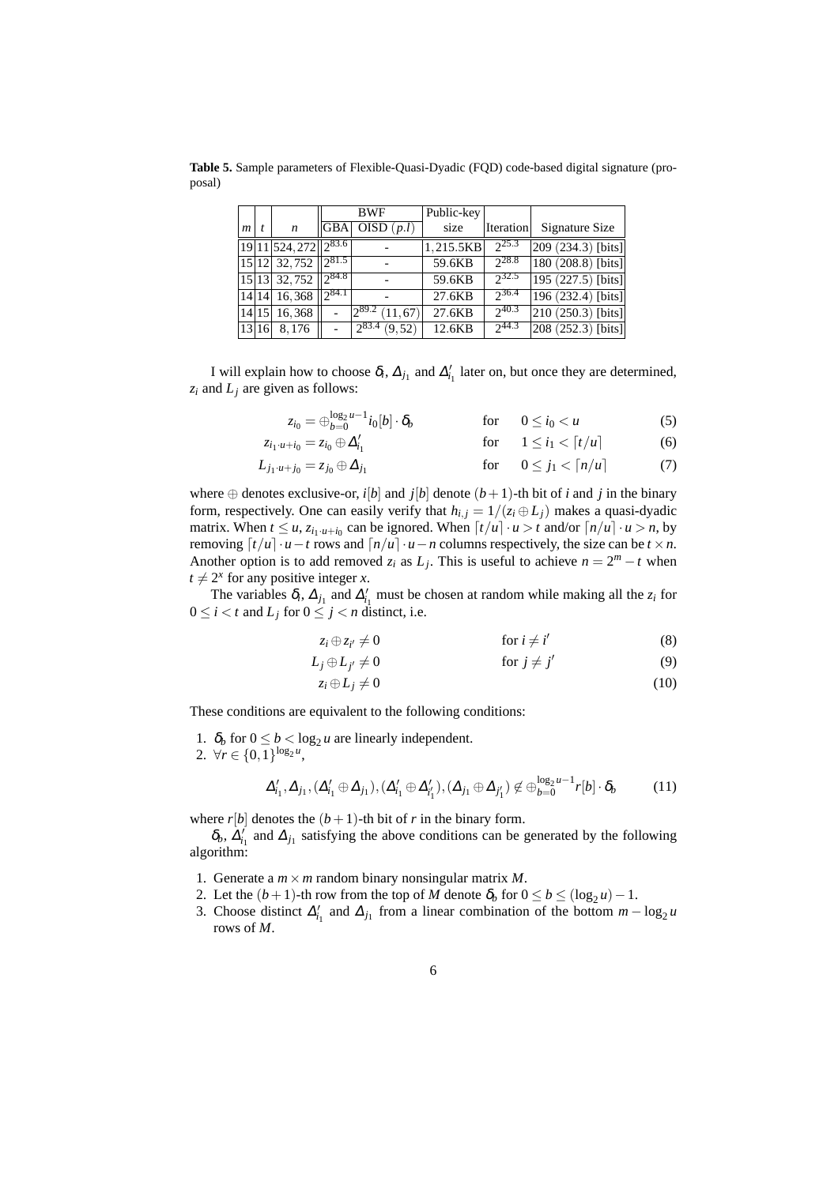**Table 5.** Sample parameters of Flexible-Quasi-Dyadic (FQD) code-based digital signature (proposal)

| $m$ | $t$ | $n$ | BWF | | Public-key size | Iteration | Signature Size |
|---|---|---|---|---|---|---|---|
| | | | GBA | OISD $(p.l)$ | | | |
| 19 | 11 | $524,272$ | $2^{83.6}$ | - | $1,215.5$KB | $2^{25.3}$ | 209 (234.3) [bits] |
| 15 | 12 | $32,752$ | $2^{81.5}$ | - | 59.6KB | $2^{28.8}$ | 180 (208.8) [bits] |
| 15 | 13 | $32,752$ | $2^{84.8}$ | - | 59.6KB | $2^{32.5}$ | 195 (227.5) [bits] |
| 14 | 14 | $16,368$ | $2^{84.1}$ | - | 27.6KB | $2^{36.4}$ | 196 (232.4) [bits] |
| 14 | 15 | $16,368$ | - | $2^{89.2}$ $(11,67)$ | 27.6KB | $2^{40.3}$ | 210 (250.3) [bits] |
| 13 | 16 | $8,176$ | - | $2^{83.4}$ $(9,52)$ | 12.6KB | $2^{44.3}$ | 208 (252.3) [bits] |

I will explain how to choose $\delta_i$, $\Delta_{j_1}$ and $\Delta'_{i_1}$ later on, but once they are determined, $z_i$ and $L_j$ are given as follows:

$$z_{i_0} = \oplus_{b=0}^{\log_2 u-1} i_0[b] \cdot \delta_b \qquad \text{for} \quad 0 \le i_0 < u \tag{5}$$

$$z_{i_1 \cdot u + i_0} = z_{i_0} \oplus \Delta'_{i_1} \qquad \text{for} \quad 1 \le i_1 < \lceil t/u \rceil \tag{6}$$

$$L_{j_1 \cdot u + j_0} = z_{j_0} \oplus \Delta_{j_1} \qquad \text{for} \quad 0 \le j_1 < \lceil n/u \rceil \tag{7}$$

where $\oplus$ denotes exclusive-or, $i[b]$ and $j[b]$ denote $(b+1)$-th bit of $i$ and $j$ in the binary form, respectively. One can easily verify that $h_{i,j} = 1/(z_i \oplus L_j)$ makes a quasi-dyadic matrix. When $t \le u$, $z_{i_1 \cdot u + i_0}$ can be ignored. When $\lceil t/u \rceil \cdot u > t$ and/or $\lceil n/u \rceil \cdot u > n$, by removing $\lceil t/u \rceil \cdot u - t$ rows and $\lceil n/u \rceil \cdot u - n$ columns respectively, the size can be $t \times n$. Another option is to add removed $z_i$ as $L_j$. This is useful to achieve $n = 2^m - t$ when $t \ne 2^x$ for any positive integer $x$.

The variables $\delta_i$, $\Delta_{j_1}$ and $\Delta'_{i_1}$ must be chosen at random while making all the $z_i$ for $0 \le i < t$ and $L_j$ for $0 \le j < n$ distinct, i.e.

$$z_i \oplus z_{i'} \ne 0 \qquad \text{for } i \ne i' \tag{8}$$

$$L_j \oplus L_{j'} \ne 0 \qquad \text{for } j \ne j' \tag{9}$$

$$z_i \oplus L_j \ne 0 \tag{10}$$

These conditions are equivalent to the following conditions:

1. $\delta_b$ for $0 \le b < \log_2 u$ are linearly independent.
2. $\forall r \in \{0,1\}^{\log_2 u}$,

$$\Delta'_{i_1}, \Delta_{j_1}, (\Delta'_{i_1} \oplus \Delta_{j_1}), (\Delta'_{i_1} \oplus \Delta'_{i'_1}), (\Delta_{j_1} \oplus \Delta_{j'_1}) \notin \oplus_{b=0}^{\log_2 u-1} r[b] \cdot \delta_b \tag{11}$$

where $r[b]$ denotes the $(b+1)$-th bit of $r$ in the binary form.

$\delta_b$, $\Delta'_{i_1}$ and $\Delta_{j_1}$ satisfying the above conditions can be generated by the following algorithm:

1. Generate a $m \times m$ random binary nonsingular matrix $M$.
2. Let the $(b+1)$-th row from the top of $M$ denote $\delta_b$ for $0 \le b \le (\log_2 u) - 1$.
3. Choose distinct $\Delta'_{i_1}$ and $\Delta_{j_1}$ from a linear combination of the bottom $m - \log_2 u$ rows of $M$.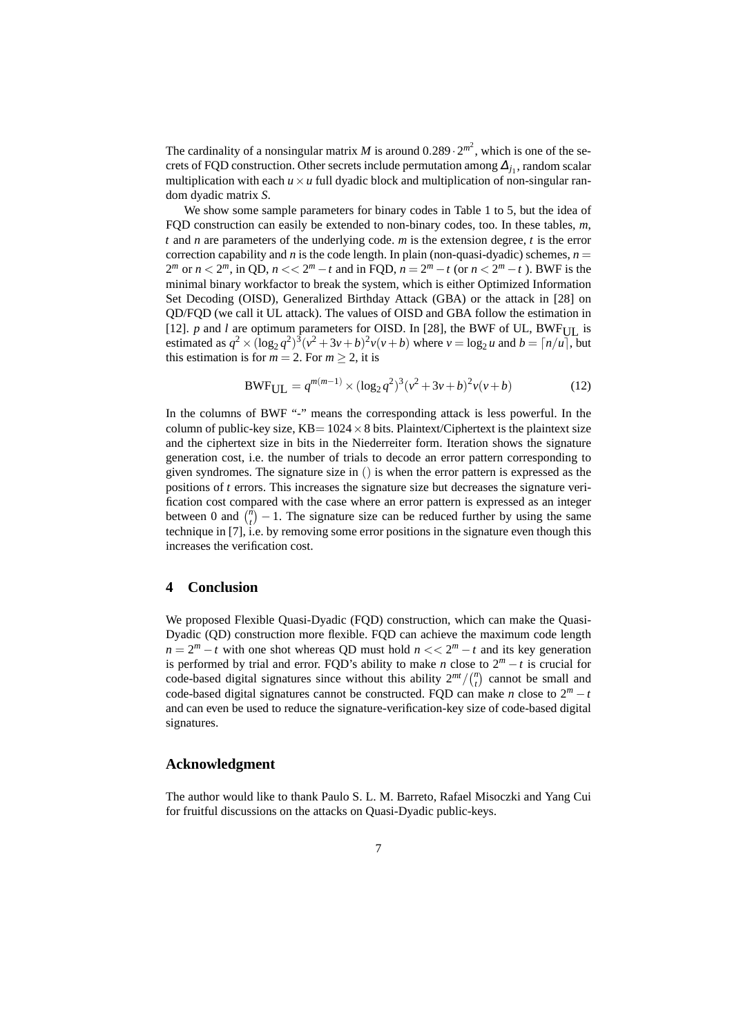The cardinality of a nonsingular matrix $M$ is around $0.289 \cdot 2^{m^2}$, which is one of the secrets of FQD construction. Other secrets include permutation among $\Delta_{j_1}$, random scalar multiplication with each $u \times u$ full dyadic block and multiplication of non-singular random dyadic matrix $S$.

We show some sample parameters for binary codes in Table 1 to 5, but the idea of FQD construction can easily be extended to non-binary codes, too. In these tables, $m$, $t$ and $n$ are parameters of the underlying code. $m$ is the extension degree, $t$ is the error correction capability and $n$ is the code length. In plain (non-quasi-dyadic) schemes, $n = 2^m$ or $n < 2^m$, in QD, $n << 2^m - t$ and in FQD, $n = 2^m - t$ (or $n < 2^m - t$ ). BWF is the minimal binary workfactor to break the system, which is either Optimized Information Set Decoding (OISD), Generalized Birthday Attack (GBA) or the attack in [28] on QD/FQD (we call it UL attack). The values of OISD and GBA follow the estimation in [12]. $p$ and $l$ are optimum parameters for OISD. In [28], the BWF of UL, $\text{BWF}_{\text{UL}}$ is estimated as $q^2 \times (\log_2 q^2)^3 (v^2 + 3v + b)^2 v(v + b)$ where $v = \log_2 u$ and $b = \lceil n/u \rceil$, but this estimation is for $m = 2$. For $m \geq 2$, it is

$$\text{BWF}_{\text{UL}} = q^{m(m-1)} \times (\log_2 q^2)^3 (v^2 + 3v + b)^2 v(v + b) \tag{12}$$

In the columns of BWF "-" means the corresponding attack is less powerful. In the column of public-key size, KB$= 1024 \times 8$ bits. Plaintext/Ciphertext is the plaintext size and the ciphertext size in bits in the Niederreiter form. Iteration shows the signature generation cost, i.e. the number of trials to decode an error pattern corresponding to given syndromes. The signature size in () is when the error pattern is expressed as the positions of $t$ errors. This increases the signature size but decreases the signature verification cost compared with the case where an error pattern is expressed as an integer between 0 and $\binom{n}{t} - 1$. The signature size can be reduced further by using the same technique in [7], i.e. by removing some error positions in the signature even though this increases the verification cost.

## 4 Conclusion

We proposed Flexible Quasi-Dyadic (FQD) construction, which can make the Quasi-Dyadic (QD) construction more flexible. FQD can achieve the maximum code length $n = 2^m - t$ with one shot whereas QD must hold $n << 2^m - t$ and its key generation is performed by trial and error. FQD's ability to make $n$ close to $2^m - t$ is crucial for code-based digital signatures since without this ability $2^{mt}/\binom{n}{t}$ cannot be small and code-based digital signatures cannot be constructed. FQD can make $n$ close to $2^m - t$ and can even be used to reduce the signature-verification-key size of code-based digital signatures.

## Acknowledgment

The author would like to thank Paulo S. L. M. Barreto, Rafael Misoczki and Yang Cui for fruitful discussions on the attacks on Quasi-Dyadic public-keys.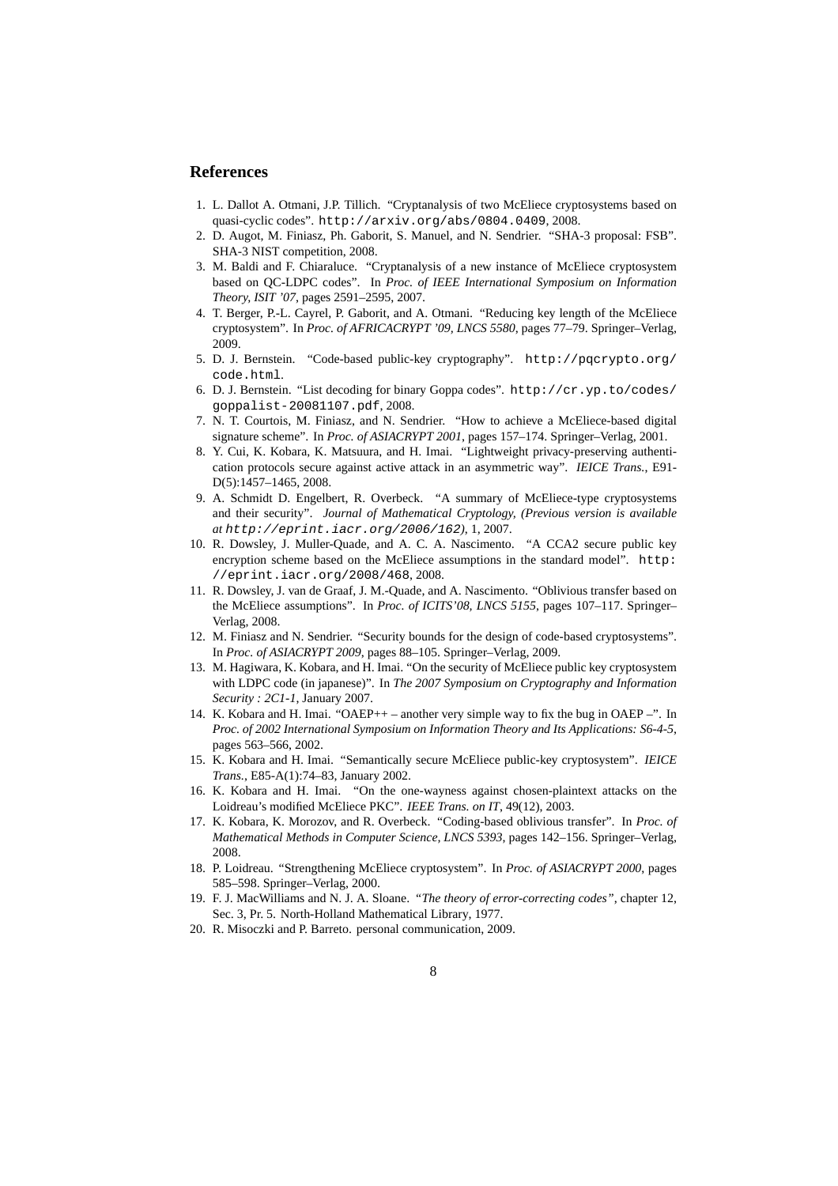## References

1. L. Dallot A. Otmani, J.P. Tillich. "Cryptanalysis of two McEliece cryptosystems based on quasi-cyclic codes". http://arxiv.org/abs/0804.0409, 2008.
2. D. Augot, M. Finiasz, Ph. Gaborit, S. Manuel, and N. Sendrier. "SHA-3 proposal: FSB". SHA-3 NIST competition, 2008.
3. M. Baldi and F. Chiaraluce. "Cryptanalysis of a new instance of McEliece cryptosystem based on QC-LDPC codes". In *Proc. of IEEE International Symposium on Information Theory, ISIT '07*, pages 2591–2595, 2007.
4. T. Berger, P.-L. Cayrel, P. Gaborit, and A. Otmani. "Reducing key length of the McEliece cryptosystem". In *Proc. of AFRICACRYPT '09, LNCS 5580*, pages 77–79. Springer–Verlag, 2009.
5. D. J. Bernstein. "Code-based public-key cryptography". http://pqcrypto.org/code.html.
6. D. J. Bernstein. "List decoding for binary Goppa codes". http://cr.yp.to/codes/goppalist-20081107.pdf, 2008.
7. N. T. Courtois, M. Finiasz, and N. Sendrier. "How to achieve a McEliece-based digital signature scheme". In *Proc. of ASIACRYPT 2001*, pages 157–174. Springer–Verlag, 2001.
8. Y. Cui, K. Kobara, K. Matsuura, and H. Imai. "Lightweight privacy-preserving authentication protocols secure against active attack in an asymmetric way". *IEICE Trans.*, E91-D(5):1457–1465, 2008.
9. A. Schmidt D. Engelbert, R. Overbeck. "A summary of McEliece-type cryptosystems and their security". *Journal of Mathematical Cryptology, (Previous version is available at http://eprint.iacr.org/2006/162)*, 1, 2007.
10. R. Dowsley, J. Muller-Quade, and A. C. A. Nascimento. "A CCA2 secure public key encryption scheme based on the McEliece assumptions in the standard model". http://eprint.iacr.org/2008/468, 2008.
11. R. Dowsley, J. van de Graaf, J. M.-Quade, and A. Nascimento. "Oblivious transfer based on the McEliece assumptions". In *Proc. of ICITS'08, LNCS 5155*, pages 107–117. Springer–Verlag, 2008.
12. M. Finiasz and N. Sendrier. "Security bounds for the design of code-based cryptosystems". In *Proc. of ASIACRYPT 2009*, pages 88–105. Springer–Verlag, 2009.
13. M. Hagiwara, K. Kobara, and H. Imai. "On the security of McEliece public key cryptosystem with LDPC code (in japanese)". In *The 2007 Symposium on Cryptography and Information Security : 2C1-1*, January 2007.
14. K. Kobara and H. Imai. "OAEP++ – another very simple way to fix the bug in OAEP –". In *Proc. of 2002 International Symposium on Information Theory and Its Applications: S6-4-5*, pages 563–566, 2002.
15. K. Kobara and H. Imai. "Semantically secure McEliece public-key cryptosystem". *IEICE Trans.*, E85-A(1):74–83, January 2002.
16. K. Kobara and H. Imai. "On the one-wayness against chosen-plaintext attacks on the Loidreau's modified McEliece PKC". *IEEE Trans. on IT*, 49(12), 2003.
17. K. Kobara, K. Morozov, and R. Overbeck. "Coding-based oblivious transfer". In *Proc. of Mathematical Methods in Computer Science, LNCS 5393*, pages 142–156. Springer–Verlag, 2008.
18. P. Loidreau. "Strengthening McEliece cryptosystem". In *Proc. of ASIACRYPT 2000*, pages 585–598. Springer–Verlag, 2000.
19. F. J. MacWilliams and N. J. A. Sloane. *"The theory of error-correcting codes"*, chapter 12, Sec. 3, Pr. 5. North-Holland Mathematical Library, 1977.
20. R. Misoczki and P. Barreto. personal communication, 2009.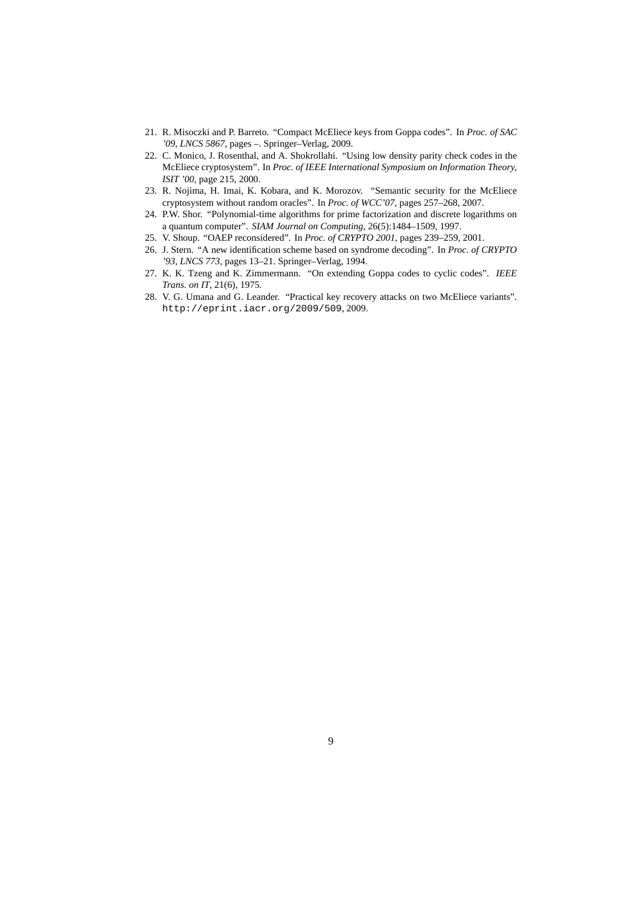21. R. Misoczki and P. Barreto. "Compact McEliece keys from Goppa codes". In *Proc. of SAC '09, LNCS 5867*, pages –. Springer–Verlag, 2009.
22. C. Monico, J. Rosenthal, and A. Shokrollahi. "Using low density parity check codes in the McEliece cryptosystem". In *Proc. of IEEE International Symposium on Information Theory, ISIT '00*, page 215, 2000.
23. R. Nojima, H. Imai, K. Kobara, and K. Morozov. "Semantic security for the McEliece cryptosystem without random oracles". In *Proc. of WCC'07*, pages 257–268, 2007.
24. P.W. Shor. "Polynomial-time algorithms for prime factorization and discrete logarithms on a quantum computer". *SIAM Journal on Computing*, 26(5):1484–1509, 1997.
25. V. Shoup. "OAEP reconsidered". In *Proc. of CRYPTO 2001*, pages 239–259, 2001.
26. J. Stern. "A new identification scheme based on syndrome decoding". In *Proc. of CRYPTO '93, LNCS 773*, pages 13–21. Springer–Verlag, 1994.
27. K. K. Tzeng and K. Zimmermann. "On extending Goppa codes to cyclic codes". *IEEE Trans. on IT*, 21(6), 1975.
28. V. G. Umana and G. Leander. "Practical key recovery attacks on two McEliece variants". `http://eprint.iacr.org/2009/509`, 2009.